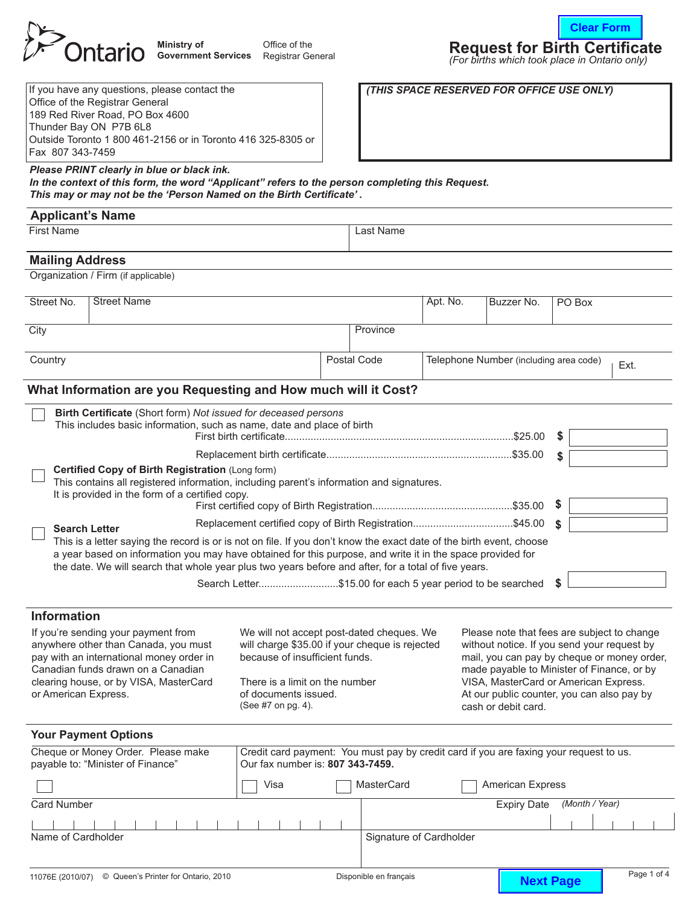Ministry of Government Services — Office of the Registrar General

Clear Form

# Request for Birth Certificate

*(For births which took place in Ontario only)*

If you have any questions, please contact the
Office of the Registrar General
189 Red River Road, PO Box 4600
Thunder Bay ON P7B 6L8
Outside Toronto 1 800 461-2156 or in Toronto 416 325-8305 or
Fax 807 343-7459

***(THIS SPACE RESERVED FOR OFFICE USE ONLY)***

***Please PRINT clearly in blue or black ink.***
***In the context of this form, the word "Applicant" refers to the person completing this Request.***
***This may or may not be the 'Person Named on the Birth Certificate'.***

## Applicant's Name

| First Name | Last Name |
|---|---|
| | |

## Mailing Address

Organization / Firm (if applicable)

| Street No. | Street Name | Apt. No. | Buzzer No. | PO Box |
|---|---|---|---|---|
| | | | | |

| City | Province |
|---|---|
| | |

| Country | Postal Code | Telephone Number (including area code) | Ext. |
|---|---|---|---|
| | | | |

## What Information are you Requesting and How much will it Cost?

☐ **Birth Certificate** (Short form) *Not issued for deceased persons*
This includes basic information, such as name, date and place of birth

- First birth certificate.......................................$25.00 $ ______
- Replacement birth certificate.......................................$35.00 $ ______

☐ **Certified Copy of Birth Registration** (Long form)
This contains all registered information, including parent's information and signatures.
It is provided in the form of a certified copy.

- First certified copy of Birth Registration.......................................$35.00 $ ______
- Replacement certified copy of Birth Registration.......................................$45.00 $ ______

☐ **Search Letter**
This is a letter saying the record is or is not on file. If you don't know the exact date of the birth event, choose a year based on information you may have obtained for this purpose, and write it in the space provided for the date. We will search that whole year plus two years before and after, for a total of five years.

- Search Letter.......................$15.00 for each 5 year period to be searched $ ______

## Information

If you're sending your payment from anywhere other than Canada, you must pay with an international money order in Canadian funds drawn on a Canadian clearing house, or by VISA, MasterCard or American Express.

We will not accept post-dated cheques. We will charge $35.00 if your cheque is rejected because of insufficient funds.

There is a limit on the number of documents issued. (See #7 on pg. 4).

Please note that fees are subject to change without notice. If you send your request by mail, you can pay by cheque or money order, made payable to Minister of Finance, or by VISA, MasterCard or American Express. At our public counter, you can also pay by cash or debit card.

## Your Payment Options

Cheque or Money Order. Please make payable to: "Minister of Finance"

☐

Credit card payment: You must pay by credit card if you are faxing your request to us. Our fax number is: **807 343-7459.**

☐ Visa ☐ MasterCard ☐ American Express

| Card Number | Expiry Date *(Month / Year)* |
|---|---|
| | |

| Name of Cardholder | Signature of Cardholder |
|---|---|
| | |

11076E (2010/07) © Queen's Printer for Ontario, 2010 — Disponible en français

Next Page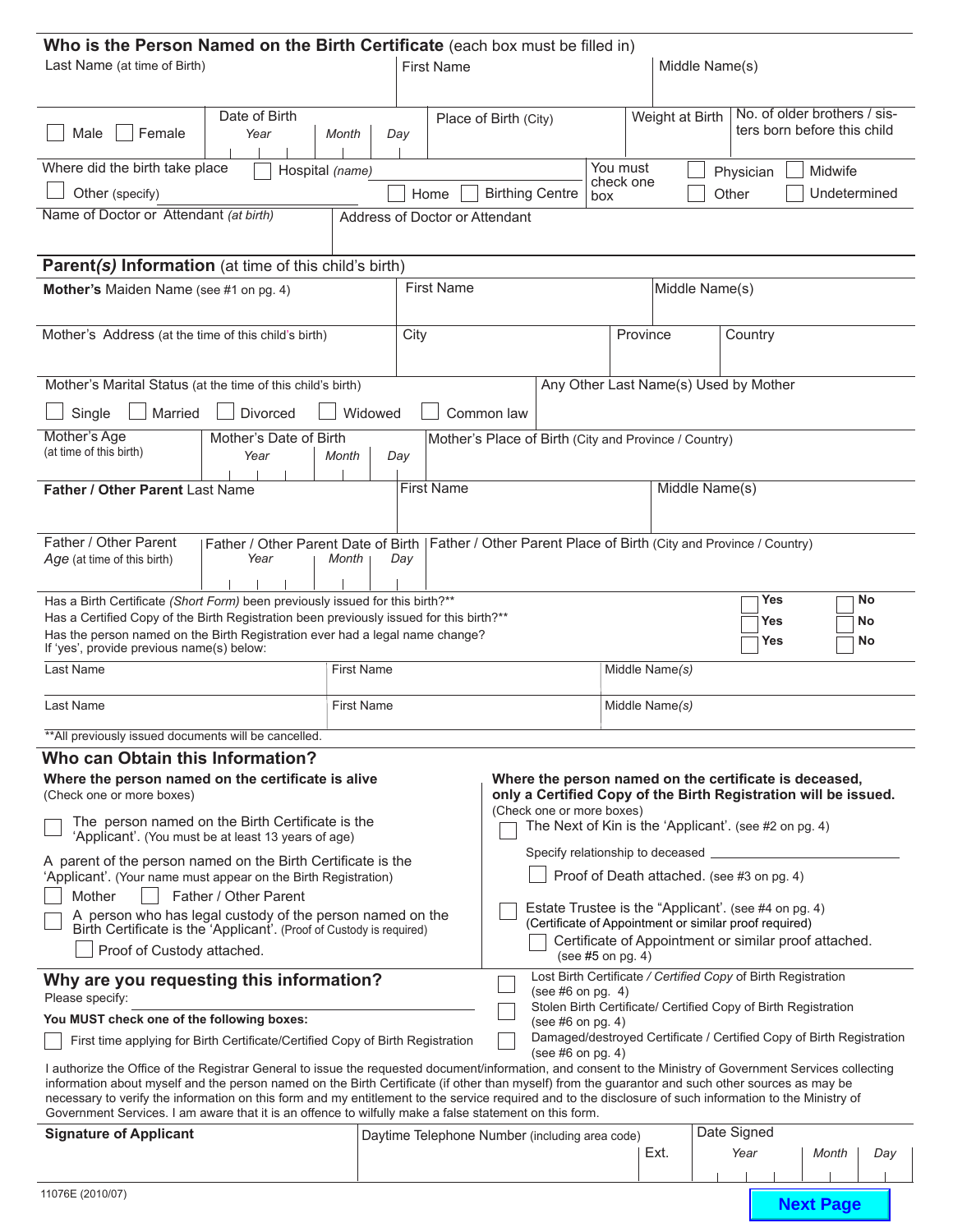## Who is the Person Named on the Birth Certificate (each box must be filled in)

| Last Name (at time of Birth) | First Name | Middle Name(s) |
|---|---|---|
| | | |

| ☐ Male ☐ Female | Date of Birth (Year / Month / Day) | Place of Birth (City) | Weight at Birth | No. of older brothers / sisters born before this child |
|---|---|---|---|---|
| | | | | |

Where did the birth take place ☐ Hospital *(name)* ☐ Other (specify) ☐ Home ☐ Birthing Centre

You must check one box ☐ Physician ☐ Midwife ☐ Other ☐ Undetermined

| Name of Doctor or Attendant *(at birth)* | Address of Doctor or Attendant |
|---|---|
| | |

## Parent*(s)* Information (at time of this child's birth)

| **Mother's** Maiden Name (see #1 on pg. 4) | First Name | Middle Name(s) | |
|---|---|---|---|
| | | | |
| **Mother's Address** (at the time of this child's birth) | City | Province | Country |
| | | | |

Mother's Marital Status (at the time of this child's birth)

☐ Single ☐ Married ☐ Divorced ☐ Widowed ☐ Common law

Any Other Last Name(s) Used by Mother

| Mother's Age (at time of this birth) | Mother's Date of Birth (Year / Month / Day) | Mother's Place of Birth (City and Province / Country) |
|---|---|---|
| | | |

| **Father / Other Parent** Last Name | First Name | Middle Name(s) |
|---|---|---|
| | | |

| Father / Other Parent *Age* (at time of this birth) | Father / Other Parent Date of Birth (Year / Month / Day) | Father / Other Parent Place of Birth (City and Province / Country) |
|---|---|---|
| | | |

Has a Birth Certificate *(Short Form)* been previously issued for this birth?** ☐ Yes ☐ No

Has a Certified Copy of the Birth Registration been previously issued for this birth?** ☐ Yes ☐ No

Has the person named on the Birth Registration ever had a legal name change? ☐ Yes ☐ No

If 'yes', provide previous name(s) below:

| Last Name | First Name | Middle Name*(s)* |
|---|---|---|
| | | |
| | | |

**All previously issued documents will be cancelled.

## Who can Obtain this Information?

**Where the person named on the certificate is alive**
(Check one or more boxes)

☐ The person named on the Birth Certificate is the 'Applicant'. (You must be at least 13 years of age)

A parent of the person named on the Birth Certificate is the 'Applicant'. (Your name must appear on the Birth Registration)

☐ Mother ☐ Father / Other Parent

☐ A person who has legal custody of the person named on the Birth Certificate is the 'Applicant'. (Proof of Custody is required)

☐ Proof of Custody attached.

**Where the person named on the certificate is deceased, only a Certified Copy of the Birth Registration will be issued.**
(Check one or more boxes)

☐ The Next of Kin is the 'Applicant'. (see #2 on pg. 4)

Specify relationship to deceased ____________________

☐ Proof of Death attached. (see #3 on pg. 4)

☐ Estate Trustee is the "Applicant'. (see #4 on pg. 4) (Certificate of Appointment or similar proof required)

☐ Certificate of Appointment or similar proof attached. (see #5 on pg. 4)

## Why are you requesting this information?

Please specify: ____________________

**You MUST check one of the following boxes:**

☐ First time applying for Birth Certificate/Certified Copy of Birth Registration

☐ Lost Birth Certificate */ Certified Copy* of Birth Registration (see #6 on pg. 4)

☐ Stolen Birth Certificate/ Certified Copy of Birth Registration (see #6 on pg. 4)

☐ Damaged/destroyed Certificate / Certified Copy of Birth Registration (see #6 on pg. 4)

I authorize the Office of the Registrar General to issue the requested document/information, and consent to the Ministry of Government Services collecting information about myself and the person named on the Birth Certificate (if other than myself) from the guarantor and such other sources as may be necessary to verify the information on this form and my entitlement to the service required and to the disclosure of such information to the Ministry of Government Services. I am aware that it is an offence to wilfully make a false statement on this form.

| **Signature of Applicant** | Daytime Telephone Number (including area code) | Ext. | Date Signed (Year / Month / Day) |
|---|---|---|---|
| | | | |

11076E (2010/07)

Next Page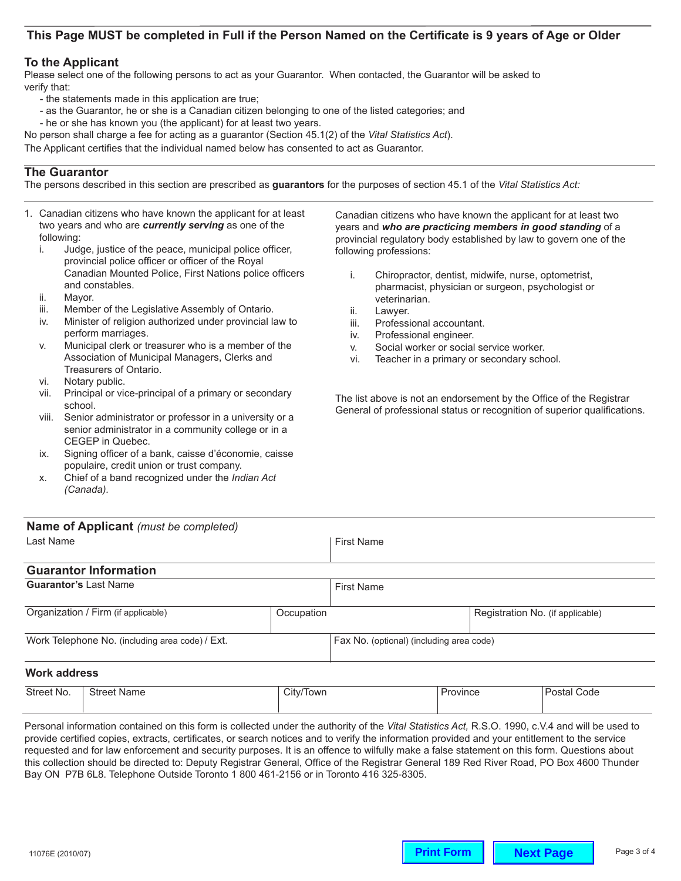## This Page MUST be completed in Full if the Person Named on the Certificate is 9 years of Age or Older

### To the Applicant

Please select one of the following persons to act as your Guarantor. When contacted, the Guarantor will be asked to verify that:

- the statements made in this application are true;
- as the Guarantor, he or she is a Canadian citizen belonging to one of the listed categories; and
- he or she has known you (the applicant) for at least two years.

No person shall charge a fee for acting as a guarantor (Section 45.1(2) of the *Vital Statistics Act*).

The Applicant certifies that the individual named below has consented to act as Guarantor.

### The Guarantor

The persons described in this section are prescribed as **guarantors** for the purposes of section 45.1 of the *Vital Statistics Act:*

1. Canadian citizens who have known the applicant for at least two years and who are ***currently serving*** as one of the following:
   - i. Judge, justice of the peace, municipal police officer, provincial police officer or officer of the Royal Canadian Mounted Police, First Nations police officers and constables.
   - ii. Mayor.
   - iii. Member of the Legislative Assembly of Ontario.
   - iv. Minister of religion authorized under provincial law to perform marriages.
   - v. Municipal clerk or treasurer who is a member of the Association of Municipal Managers, Clerks and Treasurers of Ontario.
   - vi. Notary public.
   - vii. Principal or vice-principal of a primary or secondary school.
   - viii. Senior administrator or professor in a university or a senior administrator in a community college or in a CEGEP in Quebec.
   - ix. Signing officer of a bank, caisse d'économie, caisse populaire, credit union or trust company.
   - x. Chief of a band recognized under the *Indian Act (Canada).*

Canadian citizens who have known the applicant for at least two years and ***who are practicing members in good standing*** of a provincial regulatory body established by law to govern one of the following professions:

- i. Chiropractor, dentist, midwife, nurse, optometrist, pharmacist, physician or surgeon, psychologist or veterinarian.
- ii. Lawyer.
- iii. Professional accountant.
- iv. Professional engineer.
- v. Social worker or social service worker.
- vi. Teacher in a primary or secondary school.

The list above is not an endorsement by the Office of the Registrar General of professional status or recognition of superior qualifications.

### Name of Applicant *(must be completed)*

| Last Name | First Name |
|---|---|
| | |

### Guarantor Information

| **Guarantor's** Last Name | First Name |
|---|---|
| | |

| Organization / Firm (if applicable) | Occupation | Registration No. (if applicable) |
|---|---|---|
| | | |

| Work Telephone No. (including area code) / Ext. | Fax No. (optional) (including area code) |
|---|---|
| | |

**Work address**

| Street No. | Street Name | City/Town | Province | Postal Code |
|---|---|---|---|---|
| | | | | |

Personal information contained on this form is collected under the authority of the *Vital Statistics Act,* R.S.O. 1990, c.V.4 and will be used to provide certified copies, extracts, certificates, or search notices and to verify the information provided and your entitlement to the service requested and for law enforcement and security purposes. It is an offence to wilfully make a false statement on this form. Questions about this collection should be directed to: Deputy Registrar General, Office of the Registrar General 189 Red River Road, PO Box 4600 Thunder Bay ON P7B 6L8. Telephone Outside Toronto 1 800 461-2156 or in Toronto 416 325-8305.

11076E (2010/07)

Print Form | Next Page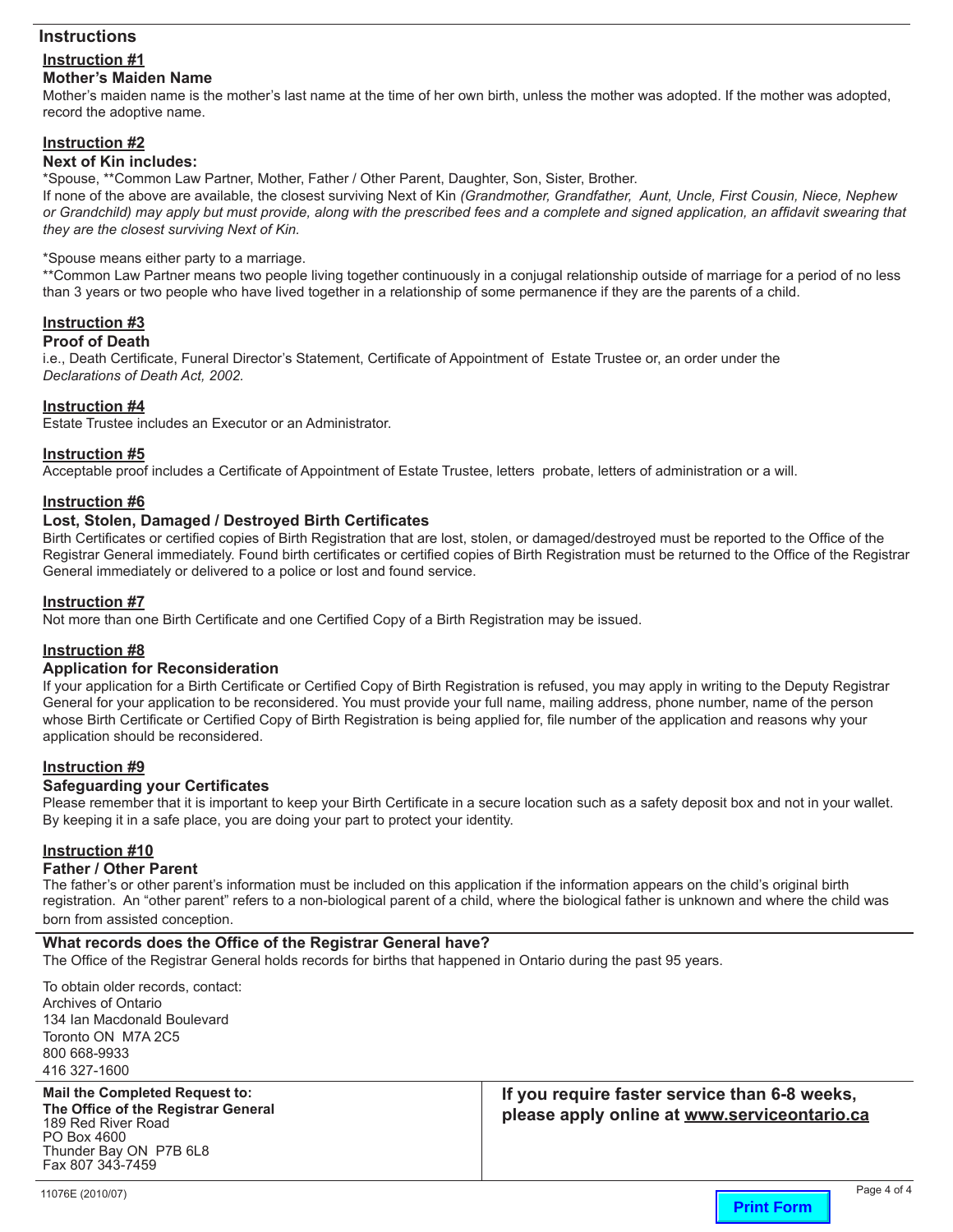## Instructions

### Instruction #1

**Mother's Maiden Name**

Mother's maiden name is the mother's last name at the time of her own birth, unless the mother was adopted. If the mother was adopted, record the adoptive name.

### Instruction #2

**Next of Kin includes:**

*Spouse, **Common Law Partner, Mother, Father / Other Parent, Daughter, Son, Sister, Brother.

If none of the above are available, the closest surviving Next of Kin *(Grandmother, Grandfather, Aunt, Uncle, First Cousin, Niece, Nephew or Grandchild) may apply but must provide, along with the prescribed fees and a complete and signed application, an affidavit swearing that they are the closest surviving Next of Kin.*

*Spouse means either party to a marriage.

**Common Law Partner means two people living together continuously in a conjugal relationship outside of marriage for a period of no less than 3 years or two people who have lived together in a relationship of some permanence if they are the parents of a child.

### Instruction #3

**Proof of Death**

i.e., Death Certificate, Funeral Director's Statement, Certificate of Appointment of Estate Trustee or, an order under the *Declarations of Death Act, 2002.*

### Instruction #4

Estate Trustee includes an Executor or an Administrator.

### Instruction #5

Acceptable proof includes a Certificate of Appointment of Estate Trustee, letters probate, letters of administration or a will.

### Instruction #6

**Lost, Stolen, Damaged / Destroyed Birth Certificates**

Birth Certificates or certified copies of Birth Registration that are lost, stolen, or damaged/destroyed must be reported to the Office of the Registrar General immediately. Found birth certificates or certified copies of Birth Registration must be returned to the Office of the Registrar General immediately or delivered to a police or lost and found service.

### Instruction #7

Not more than one Birth Certificate and one Certified Copy of a Birth Registration may be issued.

### Instruction #8

**Application for Reconsideration**

If your application for a Birth Certificate or Certified Copy of Birth Registration is refused, you may apply in writing to the Deputy Registrar General for your application to be reconsidered. You must provide your full name, mailing address, phone number, name of the person whose Birth Certificate or Certified Copy of Birth Registration is being applied for, file number of the application and reasons why your application should be reconsidered.

### Instruction #9

**Safeguarding your Certificates**

Please remember that it is important to keep your Birth Certificate in a secure location such as a safety deposit box and not in your wallet. By keeping it in a safe place, you are doing your part to protect your identity.

### Instruction #10

**Father / Other Parent**

The father's or other parent's information must be included on this application if the information appears on the child's original birth registration. An "other parent" refers to a non-biological parent of a child, where the biological father is unknown and where the child was born from assisted conception.

### What records does the Office of the Registrar General have?

The Office of the Registrar General holds records for births that happened in Ontario during the past 95 years.

To obtain older records, contact:
Archives of Ontario
134 Ian Macdonald Boulevard
Toronto ON M7A 2C5
800 668-9933
416 327-1600

**Mail the Completed Request to:**
**The Office of the Registrar General**
189 Red River Road
PO Box 4600
Thunder Bay ON P7B 6L8
Fax 807 343-7459

**If you require faster service than 6-8 weeks, please apply online at www.serviceontario.ca**

11076E (2010/07)

Print Form